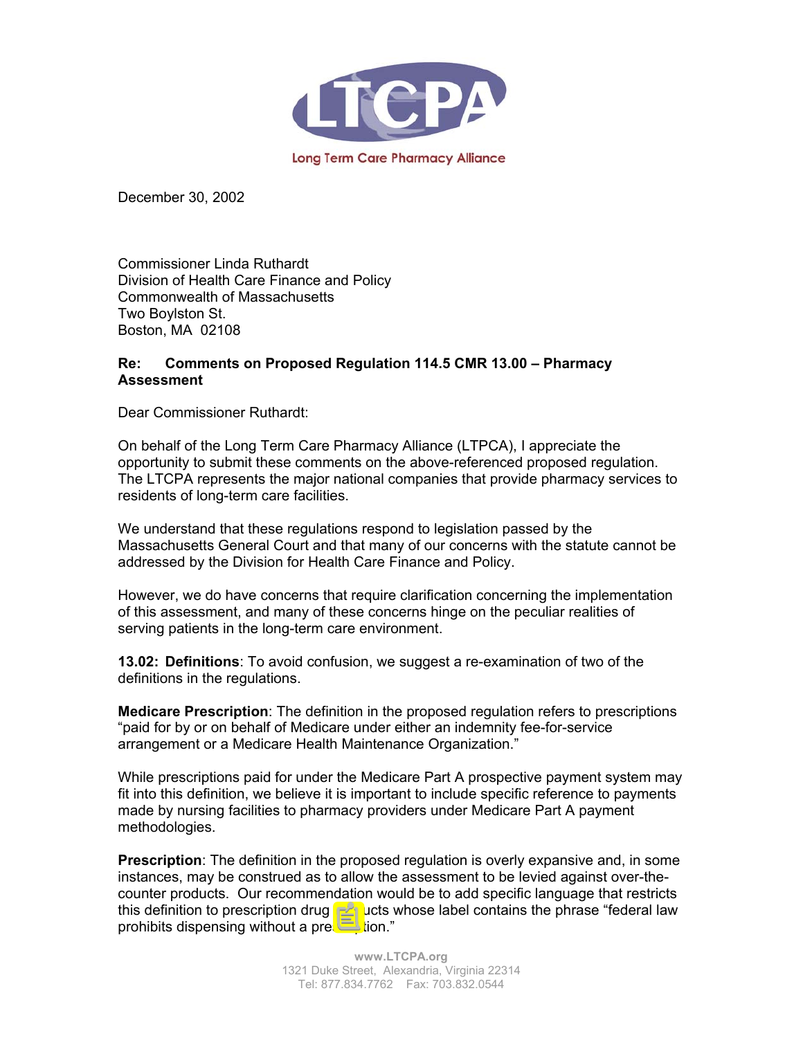# LTCPA

Long Term Care Pharmacy Alliance

December 30, 2002

Commissioner Linda Ruthardt
Division of Health Care Finance and Policy
Commonwealth of Massachusetts
Two Boylston St.
Boston, MA 02108

**Re: Comments on Proposed Regulation 114.5 CMR 13.00 – Pharmacy Assessment**

Dear Commissioner Ruthardt:

On behalf of the Long Term Care Pharmacy Alliance (LTPCA), I appreciate the opportunity to submit these comments on the above-referenced proposed regulation. The LTCPA represents the major national companies that provide pharmacy services to residents of long-term care facilities.

We understand that these regulations respond to legislation passed by the Massachusetts General Court and that many of our concerns with the statute cannot be addressed by the Division for Health Care Finance and Policy.

However, we do have concerns that require clarification concerning the implementation of this assessment, and many of these concerns hinge on the peculiar realities of serving patients in the long-term care environment.

**13.02: Definitions**: To avoid confusion, we suggest a re-examination of two of the definitions in the regulations.

**Medicare Prescription**: The definition in the proposed regulation refers to prescriptions "paid for by or on behalf of Medicare under either an indemnity fee-for-service arrangement or a Medicare Health Maintenance Organization."

While prescriptions paid for under the Medicare Part A prospective payment system may fit into this definition, we believe it is important to include specific reference to payments made by nursing facilities to pharmacy providers under Medicare Part A payment methodologies.

**Prescription**: The definition in the proposed regulation is overly expansive and, in some instances, may be construed as to allow the assessment to be levied against over-the-counter products. Our recommendation would be to add specific language that restricts this definition to prescription drug products whose label contains the phrase "federal law prohibits dispensing without a prescription."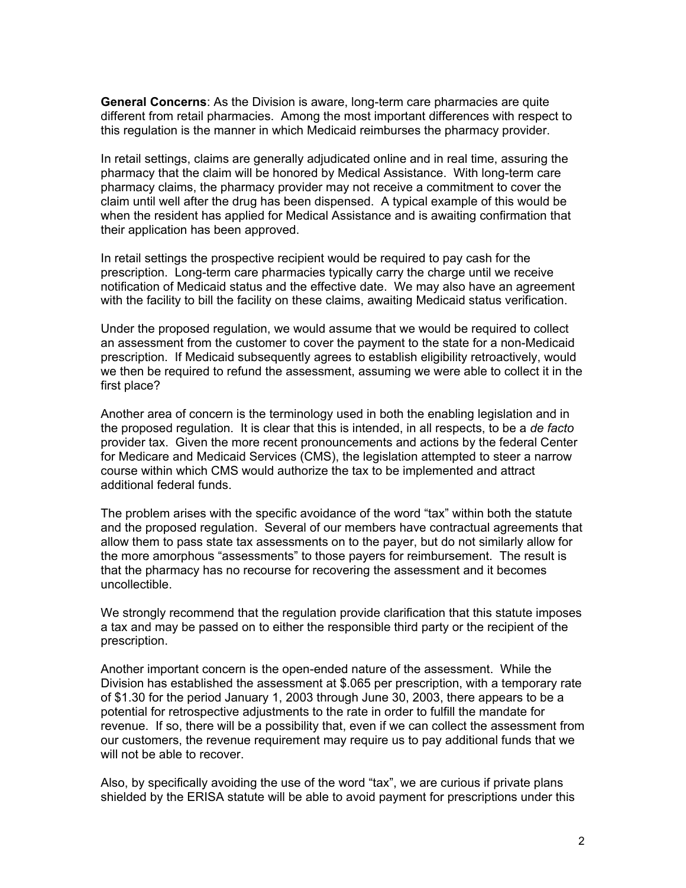**General Concerns**: As the Division is aware, long-term care pharmacies are quite different from retail pharmacies. Among the most important differences with respect to this regulation is the manner in which Medicaid reimburses the pharmacy provider.

In retail settings, claims are generally adjudicated online and in real time, assuring the pharmacy that the claim will be honored by Medical Assistance. With long-term care pharmacy claims, the pharmacy provider may not receive a commitment to cover the claim until well after the drug has been dispensed. A typical example of this would be when the resident has applied for Medical Assistance and is awaiting confirmation that their application has been approved.

In retail settings the prospective recipient would be required to pay cash for the prescription. Long-term care pharmacies typically carry the charge until we receive notification of Medicaid status and the effective date. We may also have an agreement with the facility to bill the facility on these claims, awaiting Medicaid status verification.

Under the proposed regulation, we would assume that we would be required to collect an assessment from the customer to cover the payment to the state for a non-Medicaid prescription. If Medicaid subsequently agrees to establish eligibility retroactively, would we then be required to refund the assessment, assuming we were able to collect it in the first place?

Another area of concern is the terminology used in both the enabling legislation and in the proposed regulation. It is clear that this is intended, in all respects, to be a *de facto* provider tax. Given the more recent pronouncements and actions by the federal Center for Medicare and Medicaid Services (CMS), the legislation attempted to steer a narrow course within which CMS would authorize the tax to be implemented and attract additional federal funds.

The problem arises with the specific avoidance of the word "tax" within both the statute and the proposed regulation. Several of our members have contractual agreements that allow them to pass state tax assessments on to the payer, but do not similarly allow for the more amorphous "assessments" to those payers for reimbursement. The result is that the pharmacy has no recourse for recovering the assessment and it becomes uncollectible.

We strongly recommend that the regulation provide clarification that this statute imposes a tax and may be passed on to either the responsible third party or the recipient of the prescription.

Another important concern is the open-ended nature of the assessment. While the Division has established the assessment at $.065 per prescription, with a temporary rate of $1.30 for the period January 1, 2003 through June 30, 2003, there appears to be a potential for retrospective adjustments to the rate in order to fulfill the mandate for revenue. If so, there will be a possibility that, even if we can collect the assessment from our customers, the revenue requirement may require us to pay additional funds that we will not be able to recover.

Also, by specifically avoiding the use of the word "tax", we are curious if private plans shielded by the ERISA statute will be able to avoid payment for prescriptions under this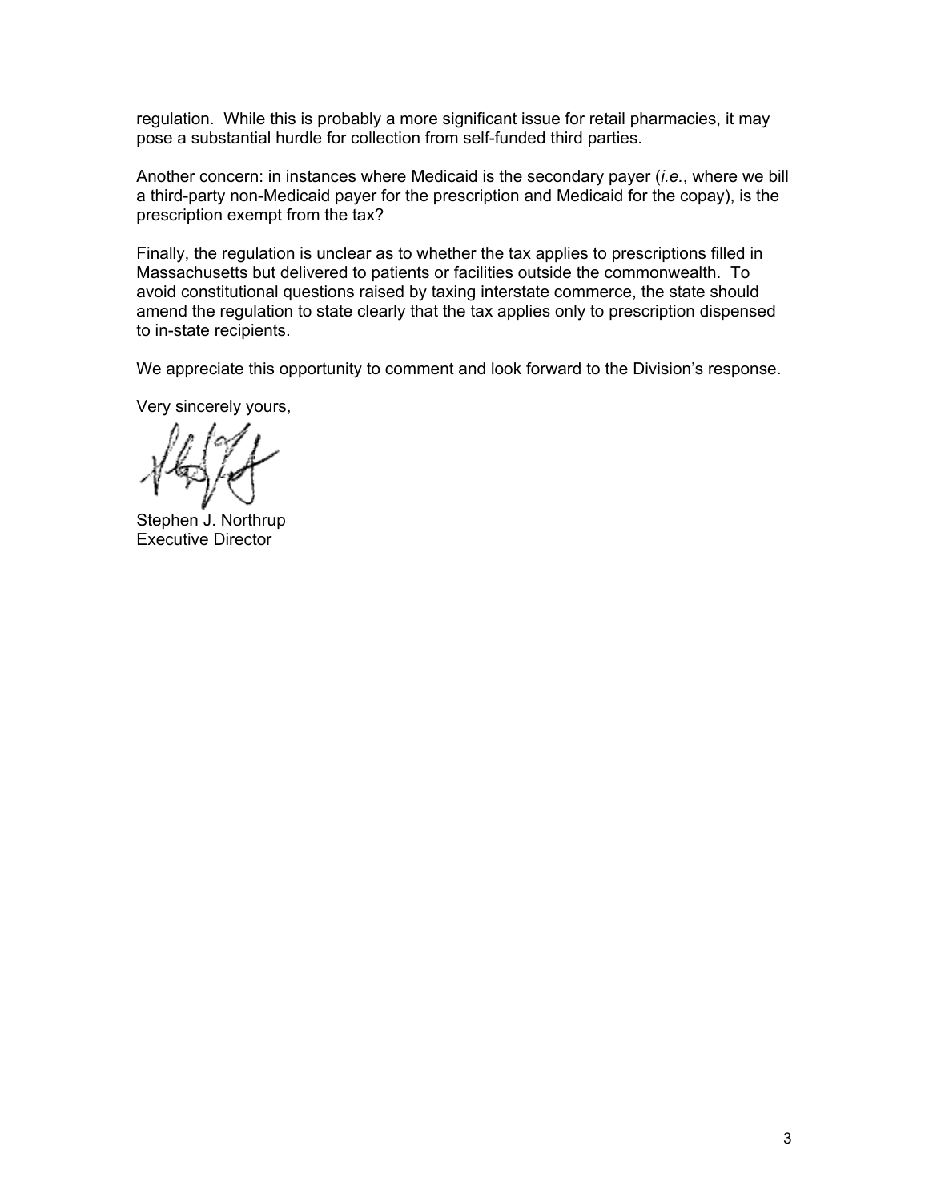regulation. While this is probably a more significant issue for retail pharmacies, it may pose a substantial hurdle for collection from self-funded third parties.

Another concern: in instances where Medicaid is the secondary payer (*i.e.*, where we bill a third-party non-Medicaid payer for the prescription and Medicaid for the copay), is the prescription exempt from the tax?

Finally, the regulation is unclear as to whether the tax applies to prescriptions filled in Massachusetts but delivered to patients or facilities outside the commonwealth. To avoid constitutional questions raised by taxing interstate commerce, the state should amend the regulation to state clearly that the tax applies only to prescription dispensed to in-state recipients.

We appreciate this opportunity to comment and look forward to the Division's response.

Very sincerely yours,

Stephen J. Northrup
Executive Director